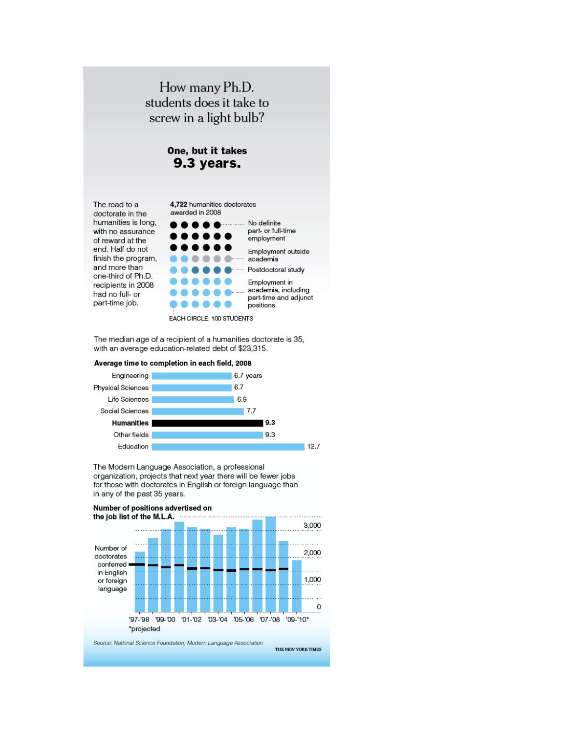# How many Ph.D. students does it take to screw in a light bulb?

**One, but it takes 9.3 years.**

The road to a doctorate in the humanities is long, with no assurance of reward at the end. Half do not finish the program, and more than one-third of Ph.D. recipients in 2008 had no full- or part-time job.

**4,722** humanities doctorates awarded in 2008

- No definite part- or full-time employment
- Employment outside academia
- Postdoctoral study
- Employment in academia, including part-time and adjunct positions

EACH CIRCLE: 100 STUDENTS

The median age of a recipient of a humanities doctorate is 35, with an average education-related debt of $23,315.

**Average time to completion in each field, 2008**

| Field | Years |
| --- | --- |
| Engineering | 6.7 years |
| Physical Sciences | 6.7 |
| Life Sciences | 6.9 |
| Social Sciences | 7.7 |
| **Humanities** | **9.3** |
| Other fields | 9.3 |
| Education | 12.7 |

The Modern Language Association, a professional organization, projects that next year there will be fewer jobs for those with doctorates in English or foreign language than in any of the past 35 years.

**Number of positions advertised on the job list of the M.L.A.**

Number of doctorates conferred in English or foreign language

'97-'98 '99-'00 '01-'02 '03-'04 '05-'06 '07-'08 '09-'10*

*projected

*Source: National Science Foundation; Modern Language Association*

THE NEW YORK TIMES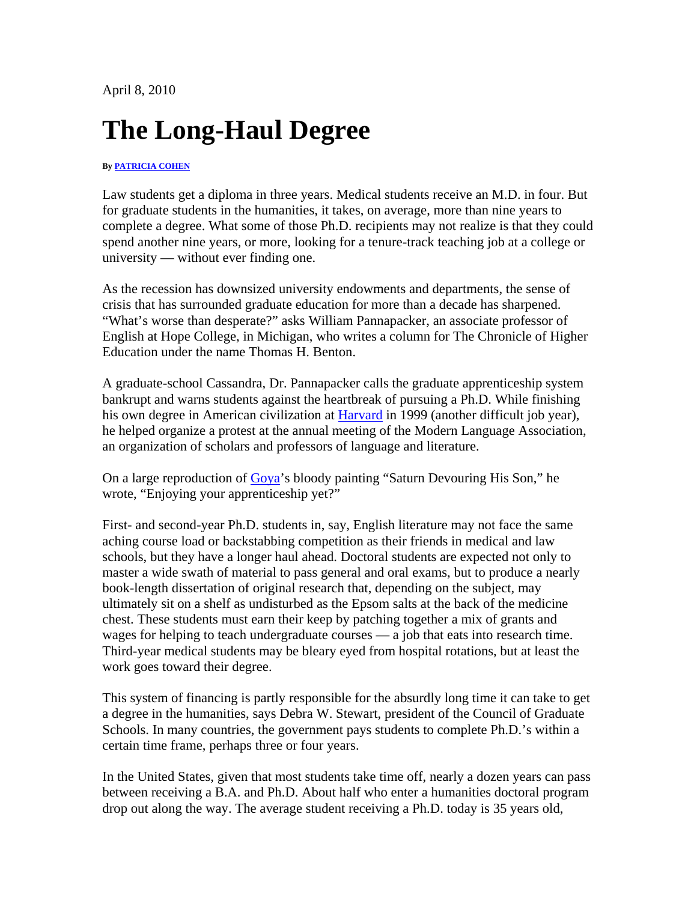April 8, 2010

# The Long-Haul Degree

**By PATRICIA COHEN**

Law students get a diploma in three years. Medical students receive an M.D. in four. But for graduate students in the humanities, it takes, on average, more than nine years to complete a degree. What some of those Ph.D. recipients may not realize is that they could spend another nine years, or more, looking for a tenure-track teaching job at a college or university — without ever finding one.

As the recession has downsized university endowments and departments, the sense of crisis that has surrounded graduate education for more than a decade has sharpened. "What's worse than desperate?" asks William Pannapacker, an associate professor of English at Hope College, in Michigan, who writes a column for The Chronicle of Higher Education under the name Thomas H. Benton.

A graduate-school Cassandra, Dr. Pannapacker calls the graduate apprenticeship system bankrupt and warns students against the heartbreak of pursuing a Ph.D. While finishing his own degree in American civilization at Harvard in 1999 (another difficult job year), he helped organize a protest at the annual meeting of the Modern Language Association, an organization of scholars and professors of language and literature.

On a large reproduction of Goya's bloody painting "Saturn Devouring His Son," he wrote, "Enjoying your apprenticeship yet?"

First- and second-year Ph.D. students in, say, English literature may not face the same aching course load or backstabbing competition as their friends in medical and law schools, but they have a longer haul ahead. Doctoral students are expected not only to master a wide swath of material to pass general and oral exams, but to produce a nearly book-length dissertation of original research that, depending on the subject, may ultimately sit on a shelf as undisturbed as the Epsom salts at the back of the medicine chest. These students must earn their keep by patching together a mix of grants and wages for helping to teach undergraduate courses — a job that eats into research time. Third-year medical students may be bleary eyed from hospital rotations, but at least the work goes toward their degree.

This system of financing is partly responsible for the absurdly long time it can take to get a degree in the humanities, says Debra W. Stewart, president of the Council of Graduate Schools. In many countries, the government pays students to complete Ph.D.'s within a certain time frame, perhaps three or four years.

In the United States, given that most students take time off, nearly a dozen years can pass between receiving a B.A. and Ph.D. About half who enter a humanities doctoral program drop out along the way. The average student receiving a Ph.D. today is 35 years old,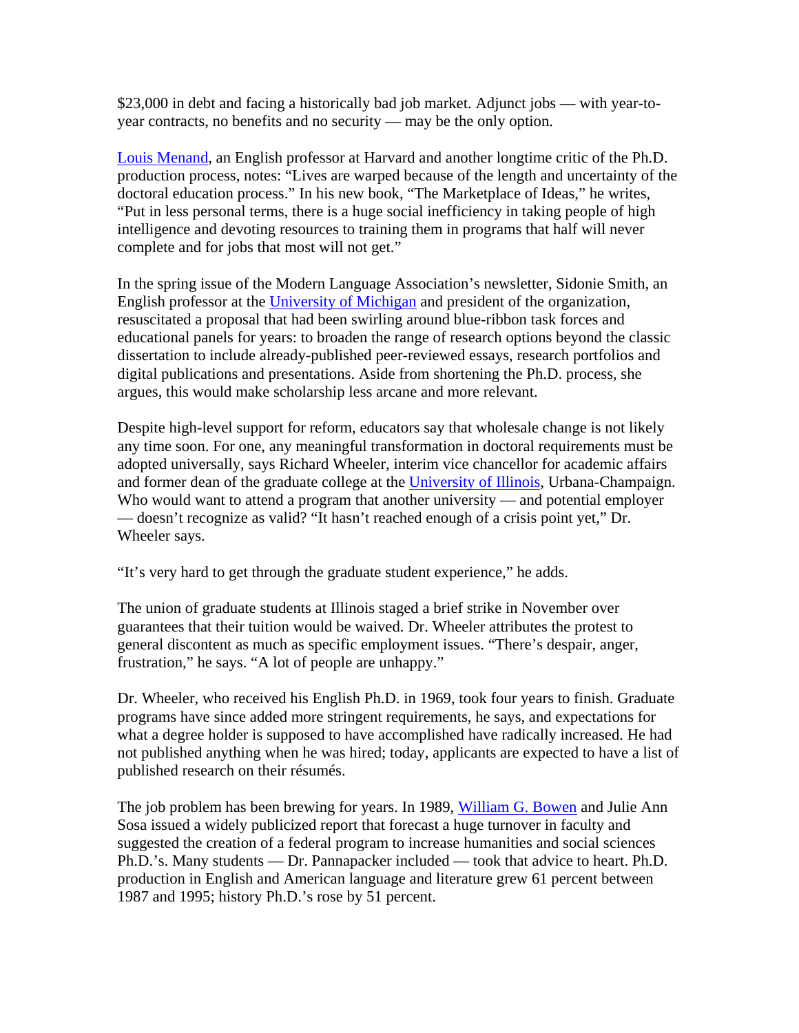$23,000 in debt and facing a historically bad job market. Adjunct jobs — with year-to-year contracts, no benefits and no security — may be the only option.

[Louis Menand](), an English professor at Harvard and another longtime critic of the Ph.D. production process, notes: “Lives are warped because of the length and uncertainty of the doctoral education process.” In his new book, “The Marketplace of Ideas,” he writes, “Put in less personal terms, there is a huge social inefficiency in taking people of high intelligence and devoting resources to training them in programs that half will never complete and for jobs that most will not get.”

In the spring issue of the Modern Language Association’s newsletter, Sidonie Smith, an English professor at the [University of Michigan]() and president of the organization, resuscitated a proposal that had been swirling around blue-ribbon task forces and educational panels for years: to broaden the range of research options beyond the classic dissertation to include already-published peer-reviewed essays, research portfolios and digital publications and presentations. Aside from shortening the Ph.D. process, she argues, this would make scholarship less arcane and more relevant.

Despite high-level support for reform, educators say that wholesale change is not likely any time soon. For one, any meaningful transformation in doctoral requirements must be adopted universally, says Richard Wheeler, interim vice chancellor for academic affairs and former dean of the graduate college at the [University of Illinois](), Urbana-Champaign. Who would want to attend a program that another university — and potential employer — doesn’t recognize as valid? “It hasn’t reached enough of a crisis point yet,” Dr. Wheeler says.

“It’s very hard to get through the graduate student experience,” he adds.

The union of graduate students at Illinois staged a brief strike in November over guarantees that their tuition would be waived. Dr. Wheeler attributes the protest to general discontent as much as specific employment issues. “There’s despair, anger, frustration,” he says. “A lot of people are unhappy.”

Dr. Wheeler, who received his English Ph.D. in 1969, took four years to finish. Graduate programs have since added more stringent requirements, he says, and expectations for what a degree holder is supposed to have accomplished have radically increased. He had not published anything when he was hired; today, applicants are expected to have a list of published research on their résumés.

The job problem has been brewing for years. In 1989, [William G. Bowen]() and Julie Ann Sosa issued a widely publicized report that forecast a huge turnover in faculty and suggested the creation of a federal program to increase humanities and social sciences Ph.D.’s. Many students — Dr. Pannapacker included — took that advice to heart. Ph.D. production in English and American language and literature grew 61 percent between 1987 and 1995; history Ph.D.’s rose by 51 percent.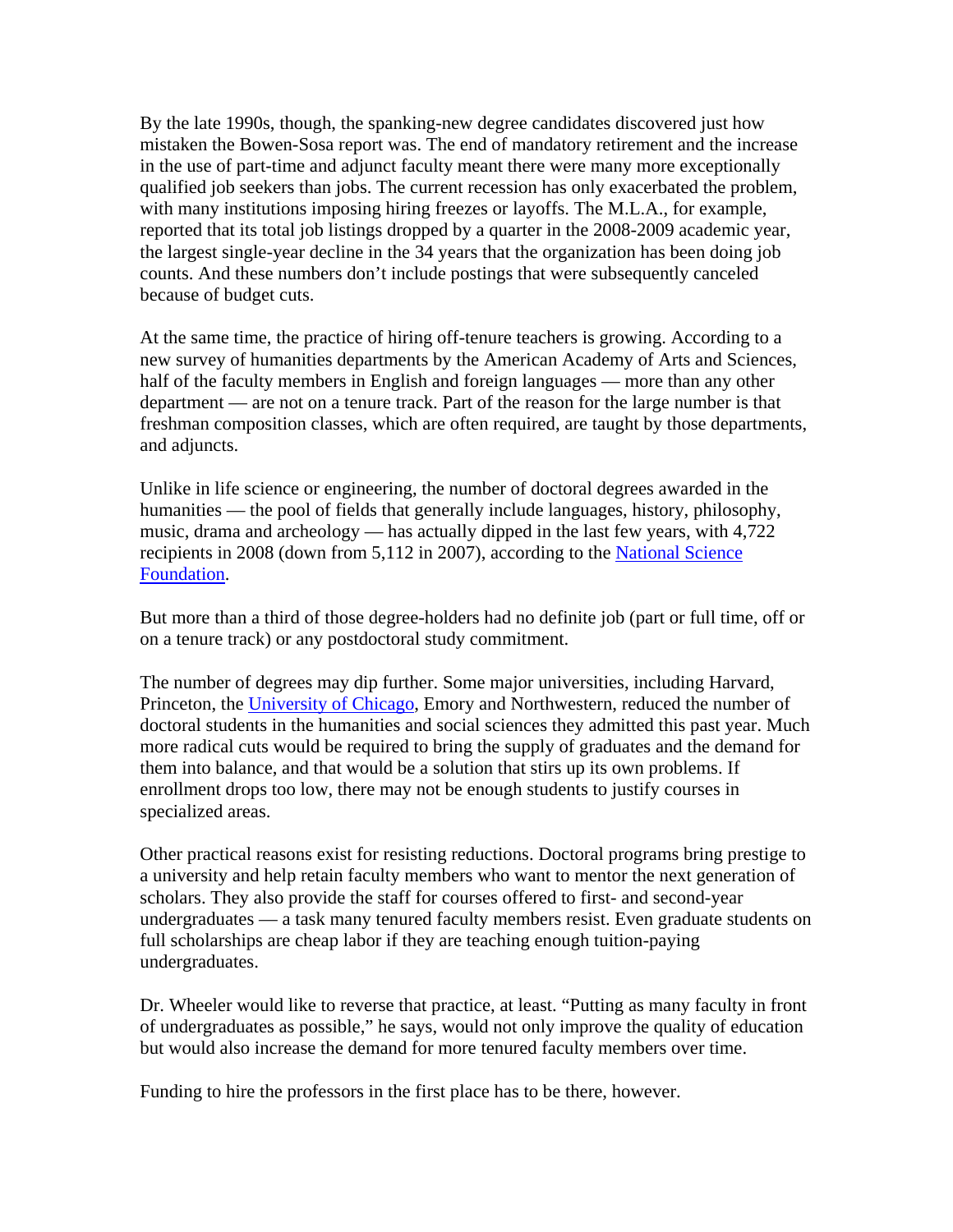By the late 1990s, though, the spanking-new degree candidates discovered just how mistaken the Bowen-Sosa report was. The end of mandatory retirement and the increase in the use of part-time and adjunct faculty meant there were many more exceptionally qualified job seekers than jobs. The current recession has only exacerbated the problem, with many institutions imposing hiring freezes or layoffs. The M.L.A., for example, reported that its total job listings dropped by a quarter in the 2008-2009 academic year, the largest single-year decline in the 34 years that the organization has been doing job counts. And these numbers don't include postings that were subsequently canceled because of budget cuts.

At the same time, the practice of hiring off-tenure teachers is growing. According to a new survey of humanities departments by the American Academy of Arts and Sciences, half of the faculty members in English and foreign languages — more than any other department — are not on a tenure track. Part of the reason for the large number is that freshman composition classes, which are often required, are taught by those departments, and adjuncts.

Unlike in life science or engineering, the number of doctoral degrees awarded in the humanities — the pool of fields that generally include languages, history, philosophy, music, drama and archeology — has actually dipped in the last few years, with 4,722 recipients in 2008 (down from 5,112 in 2007), according to the National Science Foundation.

But more than a third of those degree-holders had no definite job (part or full time, off or on a tenure track) or any postdoctoral study commitment.

The number of degrees may dip further. Some major universities, including Harvard, Princeton, the University of Chicago, Emory and Northwestern, reduced the number of doctoral students in the humanities and social sciences they admitted this past year. Much more radical cuts would be required to bring the supply of graduates and the demand for them into balance, and that would be a solution that stirs up its own problems. If enrollment drops too low, there may not be enough students to justify courses in specialized areas.

Other practical reasons exist for resisting reductions. Doctoral programs bring prestige to a university and help retain faculty members who want to mentor the next generation of scholars. They also provide the staff for courses offered to first- and second-year undergraduates — a task many tenured faculty members resist. Even graduate students on full scholarships are cheap labor if they are teaching enough tuition-paying undergraduates.

Dr. Wheeler would like to reverse that practice, at least. "Putting as many faculty in front of undergraduates as possible," he says, would not only improve the quality of education but would also increase the demand for more tenured faculty members over time.

Funding to hire the professors in the first place has to be there, however.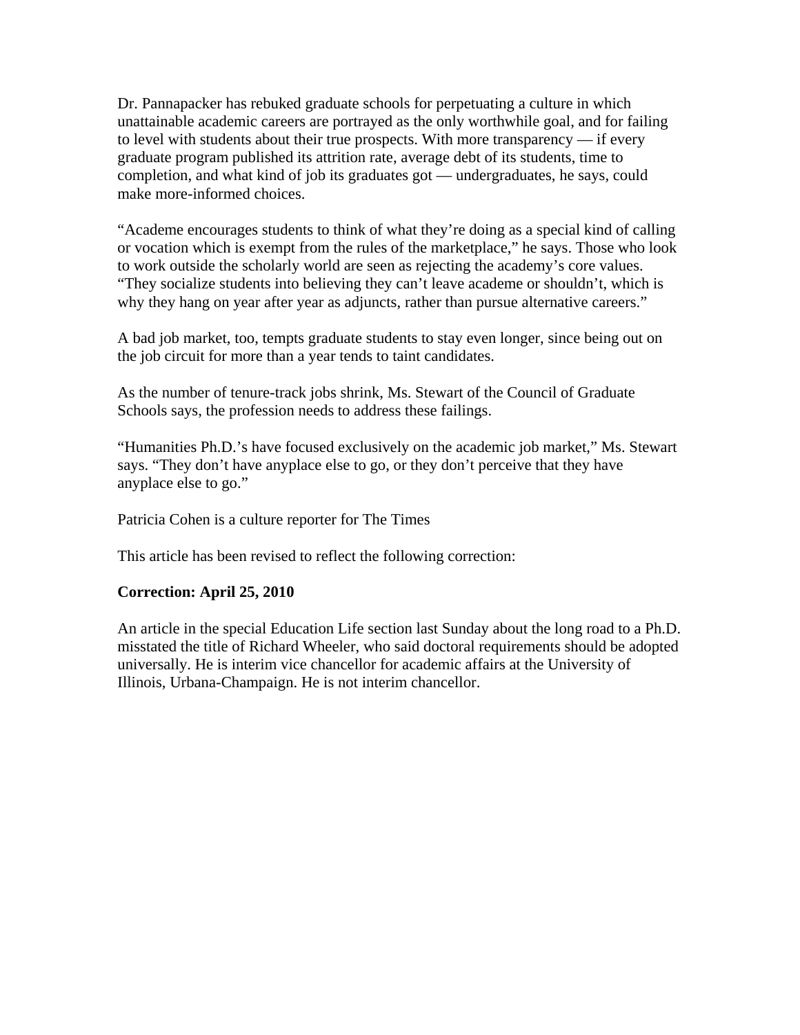Dr. Pannapacker has rebuked graduate schools for perpetuating a culture in which unattainable academic careers are portrayed as the only worthwhile goal, and for failing to level with students about their true prospects. With more transparency — if every graduate program published its attrition rate, average debt of its students, time to completion, and what kind of job its graduates got — undergraduates, he says, could make more-informed choices.

“Academe encourages students to think of what they’re doing as a special kind of calling or vocation which is exempt from the rules of the marketplace,” he says. Those who look to work outside the scholarly world are seen as rejecting the academy’s core values. “They socialize students into believing they can’t leave academe or shouldn’t, which is why they hang on year after year as adjuncts, rather than pursue alternative careers.”

A bad job market, too, tempts graduate students to stay even longer, since being out on the job circuit for more than a year tends to taint candidates.

As the number of tenure-track jobs shrink, Ms. Stewart of the Council of Graduate Schools says, the profession needs to address these failings.

“Humanities Ph.D.’s have focused exclusively on the academic job market,” Ms. Stewart says. “They don’t have anyplace else to go, or they don’t perceive that they have anyplace else to go.”

Patricia Cohen is a culture reporter for The Times

This article has been revised to reflect the following correction:

**Correction: April 25, 2010**

An article in the special Education Life section last Sunday about the long road to a Ph.D. misstated the title of Richard Wheeler, who said doctoral requirements should be adopted universally. He is interim vice chancellor for academic affairs at the University of Illinois, Urbana-Champaign. He is not interim chancellor.